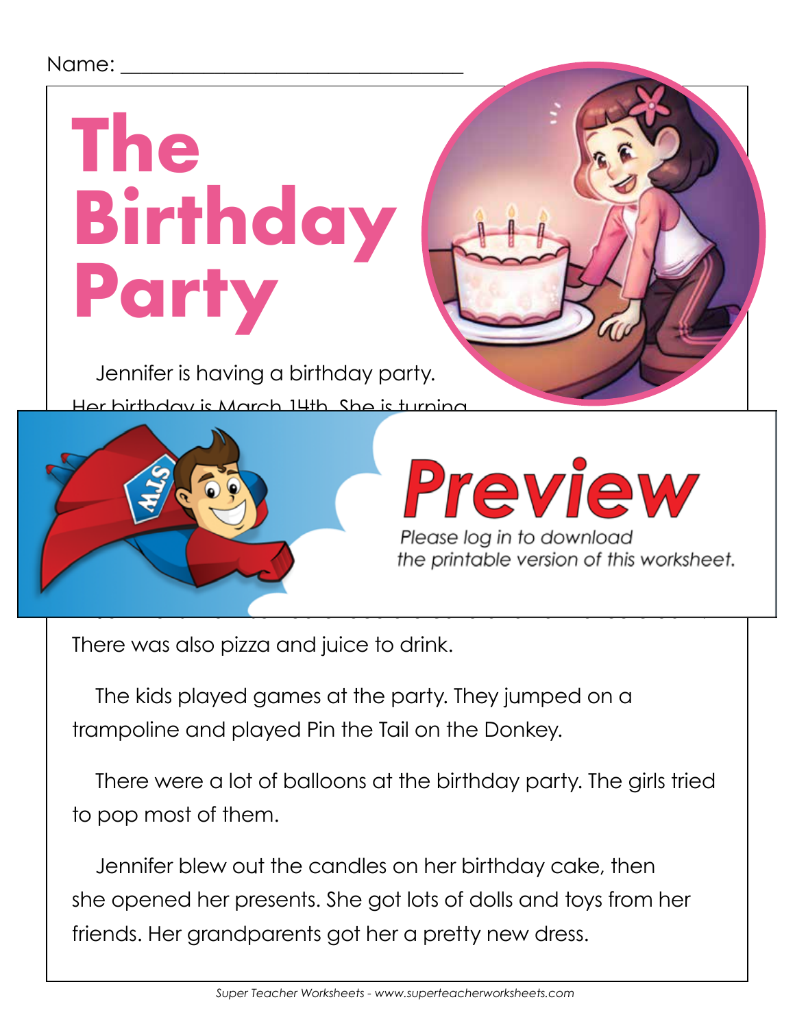Name: ___________________________

# The Birthday Party

Jennifer is having a birthday party.

Her birthday is March 14th. She is turning

Preview

Please log in to download the printable version of this worksheet.

There was also pizza and juice to drink.

The kids played games at the party. They jumped on a trampoline and played Pin the Tail on the Donkey.

There were a lot of balloons at the birthday party. The girls tried to pop most of them.

Jennifer blew out the candles on her birthday cake, then she opened her presents. She got lots of dolls and toys from her friends. Her grandparents got her a pretty new dress.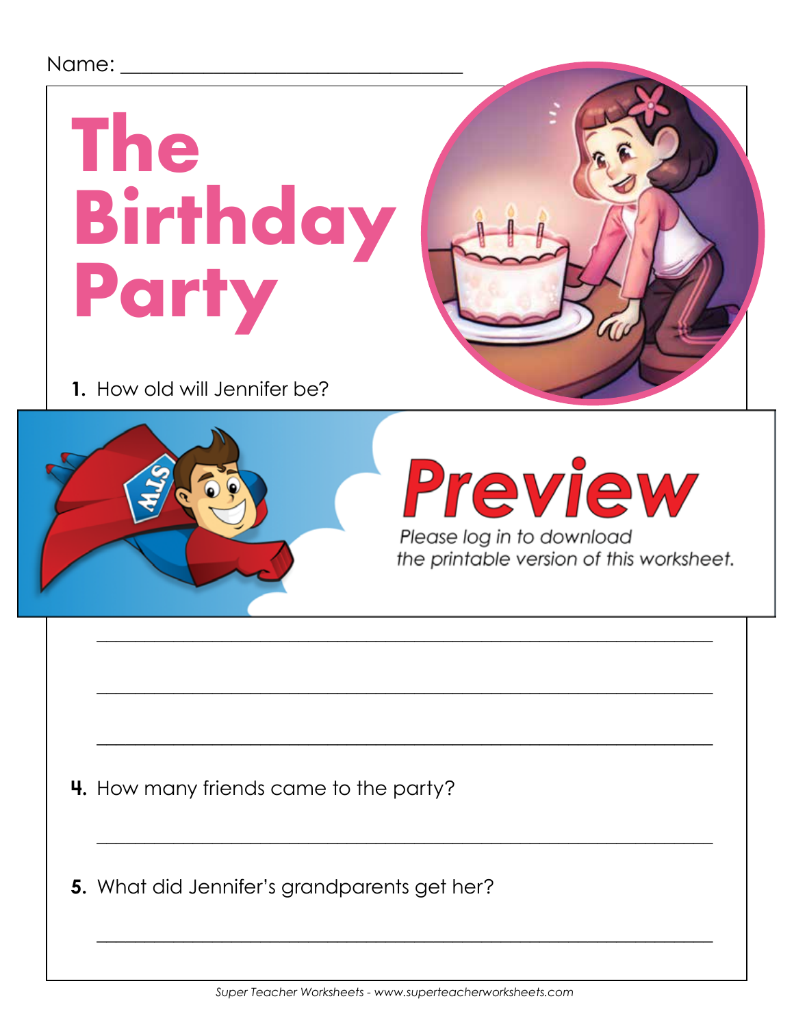Name: ________________________________

# The Birthday Party

**1.** How old will Jennifer be?

**Preview**

Please log in to download the printable version of this worksheet.

___________________________________________________________

___________________________________________________________

___________________________________________________________

**4.** How many friends came to the party?

___________________________________________________________

**5.** What did Jennifer's grandparents get her?

___________________________________________________________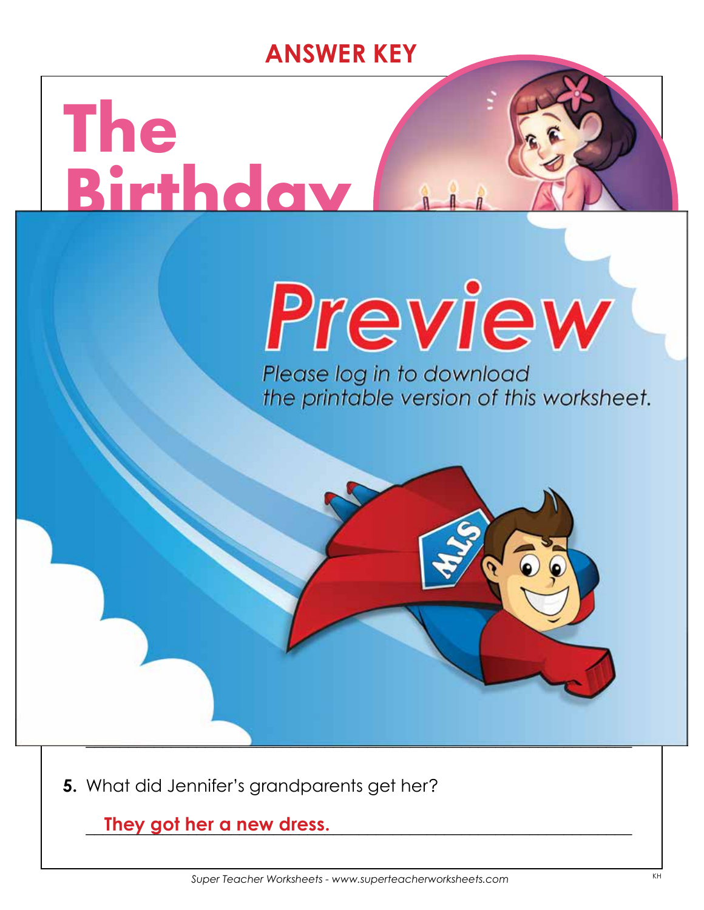**ANSWER KEY**

# The Birthday

**5.** What did Jennifer's grandparents get her?

**They got her a new dress.**